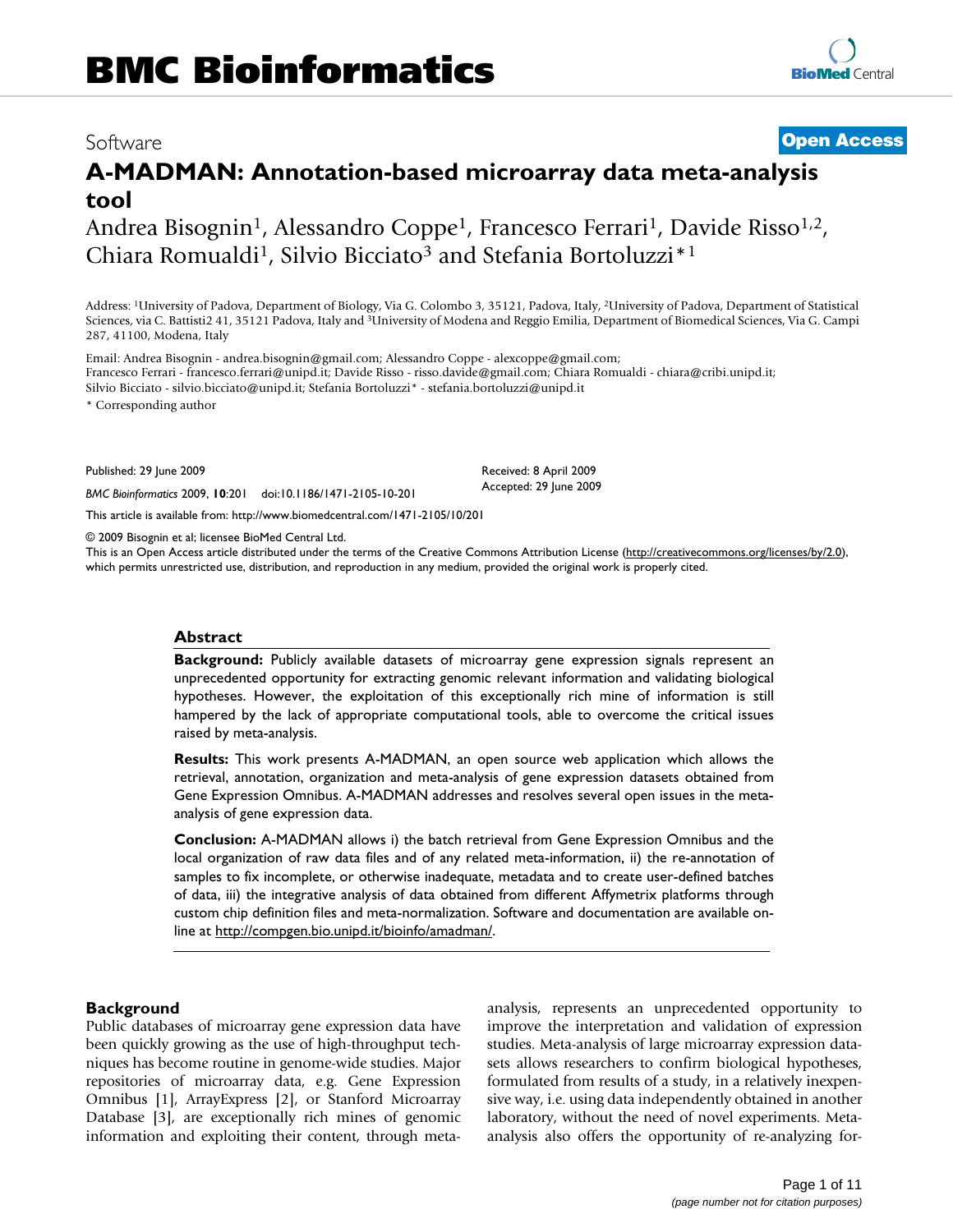Software

**Open Access**

# A-MADMAN: Annotation-based microarray data meta-analysis tool

Andrea Bisognin[1], Alessandro Coppe[1], Francesco Ferrari[1], Davide Risso[1,2], Chiara Romualdi[1], Silvio Bicciato[3] and Stefania Bortoluzzi*[1]

Address: [1]University of Padova, Department of Biology, Via G. Colombo 3, 35121, Padova, Italy, [2]University of Padova, Department of Statistical Sciences, via C. Battisti2 41, 35121 Padova, Italy and [3]University of Modena and Reggio Emilia, Department of Biomedical Sciences, Via G. Campi 287, 41100, Modena, Italy

Email: Andrea Bisognin - andrea.bisognin@gmail.com; Alessandro Coppe - alexcoppe@gmail.com; Francesco Ferrari - francesco.ferrari@unipd.it; Davide Risso - risso.davide@gmail.com; Chiara Romualdi - chiara@cribi.unipd.it; Silvio Bicciato - silvio.bicciato@unipd.it; Stefania Bortoluzzi* - stefania.bortoluzzi@unipd.it

\* Corresponding author

Published: 29 June 2009

*BMC Bioinformatics* 2009, **10**:201 doi:10.1186/1471-2105-10-201

Received: 8 April 2009
Accepted: 29 June 2009

This article is available from: http://www.biomedcentral.com/1471-2105/10/201

© 2009 Bisognin et al; licensee BioMed Central Ltd.
This is an Open Access article distributed under the terms of the Creative Commons Attribution License (http://creativecommons.org/licenses/by/2.0), which permits unrestricted use, distribution, and reproduction in any medium, provided the original work is properly cited.

## Abstract

**Background:** Publicly available datasets of microarray gene expression signals represent an unprecedented opportunity for extracting genomic relevant information and validating biological hypotheses. However, the exploitation of this exceptionally rich mine of information is still hampered by the lack of appropriate computational tools, able to overcome the critical issues raised by meta-analysis.

**Results:** This work presents A-MADMAN, an open source web application which allows the retrieval, annotation, organization and meta-analysis of gene expression datasets obtained from Gene Expression Omnibus. A-MADMAN addresses and resolves several open issues in the meta-analysis of gene expression data.

**Conclusion:** A-MADMAN allows i) the batch retrieval from Gene Expression Omnibus and the local organization of raw data files and of any related meta-information, ii) the re-annotation of samples to fix incomplete, or otherwise inadequate, metadata and to create user-defined batches of data, iii) the integrative analysis of data obtained from different Affymetrix platforms through custom chip definition files and meta-normalization. Software and documentation are available on-line at http://compgen.bio.unipd.it/bioinfo/amadman/.

## Background

Public databases of microarray gene expression data have been quickly growing as the use of high-throughput techniques has become routine in genome-wide studies. Major repositories of microarray data, e.g. Gene Expression Omnibus [1], ArrayExpress [2], or Stanford Microarray Database [3], are exceptionally rich mines of genomic information and exploiting their content, through meta-analysis, represents an unprecedented opportunity to improve the interpretation and validation of expression studies. Meta-analysis of large microarray expression datasets allows researchers to confirm biological hypotheses, formulated from results of a study, in a relatively inexpensive way, i.e. using data independently obtained in another laboratory, without the need of novel experiments. Meta-analysis also offers the opportunity of re-analyzing for-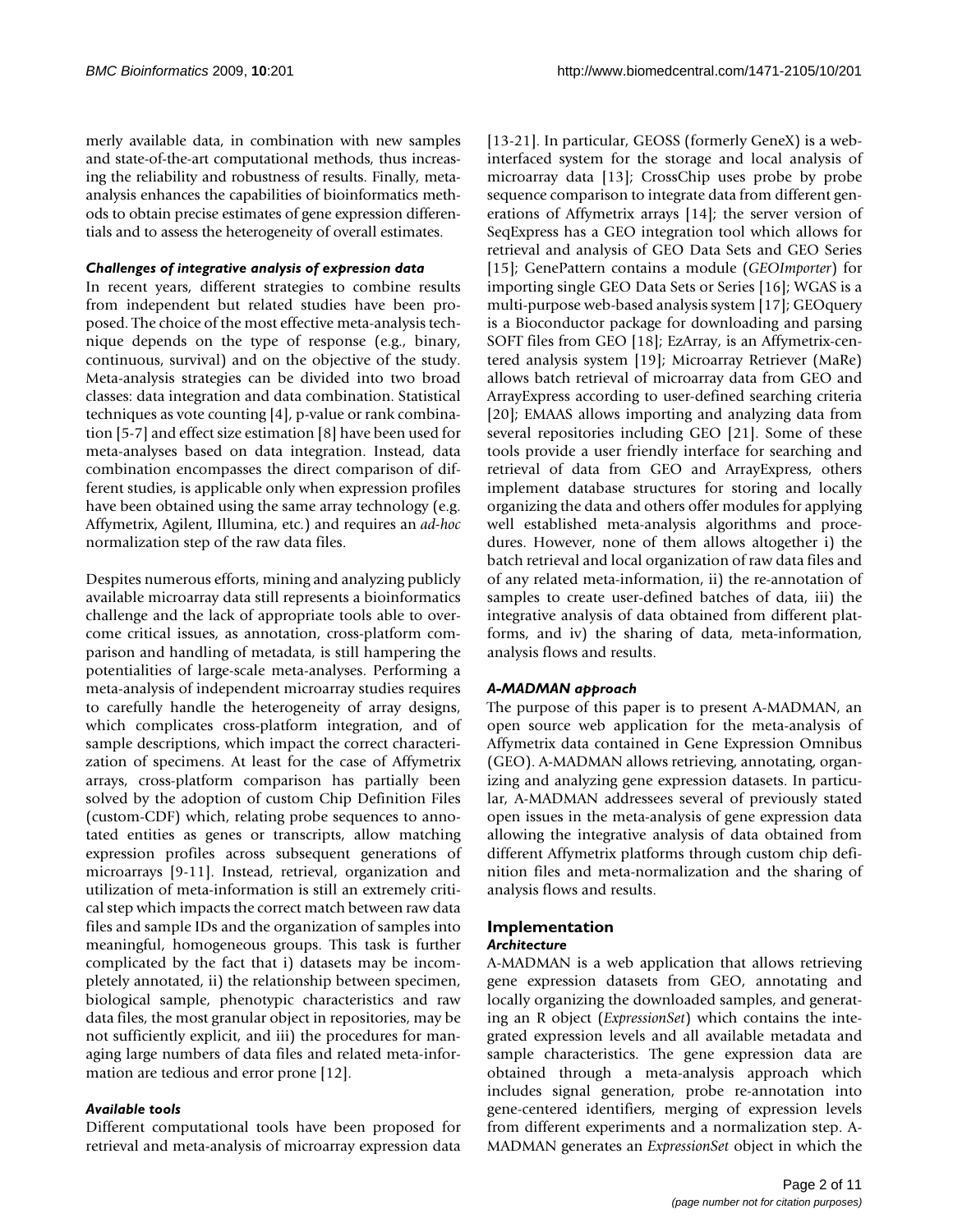merly available data, in combination with new samples and state-of-the-art computational methods, thus increasing the reliability and robustness of results. Finally, meta-analysis enhances the capabilities of bioinformatics methods to obtain precise estimates of gene expression differentials and to assess the heterogeneity of overall estimates.

### *Challenges of integrative analysis of expression data*

In recent years, different strategies to combine results from independent but related studies have been proposed. The choice of the most effective meta-analysis technique depends on the type of response (e.g., binary, continuous, survival) and on the objective of the study. Meta-analysis strategies can be divided into two broad classes: data integration and data combination. Statistical techniques as vote counting [4], p-value or rank combination [5-7] and effect size estimation [8] have been used for meta-analyses based on data integration. Instead, data combination encompasses the direct comparison of different studies, is applicable only when expression profiles have been obtained using the same array technology (e.g. Affymetrix, Agilent, Illumina, etc.) and requires an *ad-hoc* normalization step of the raw data files.

Despites numerous efforts, mining and analyzing publicly available microarray data still represents a bioinformatics challenge and the lack of appropriate tools able to overcome critical issues, as annotation, cross-platform comparison and handling of metadata, is still hampering the potentialities of large-scale meta-analyses. Performing a meta-analysis of independent microarray studies requires to carefully handle the heterogeneity of array designs, which complicates cross-platform integration, and of sample descriptions, which impact the correct characterization of specimens. At least for the case of Affymetrix arrays, cross-platform comparison has partially been solved by the adoption of custom Chip Definition Files (custom-CDF) which, relating probe sequences to annotated entities as genes or transcripts, allow matching expression profiles across subsequent generations of microarrays [9-11]. Instead, retrieval, organization and utilization of meta-information is still an extremely critical step which impacts the correct match between raw data files and sample IDs and the organization of samples into meaningful, homogeneous groups. This task is further complicated by the fact that i) datasets may be incompletely annotated, ii) the relationship between specimen, biological sample, phenotypic characteristics and raw data files, the most granular object in repositories, may be not sufficiently explicit, and iii) the procedures for managing large numbers of data files and related meta-information are tedious and error prone [12].

### *Available tools*

Different computational tools have been proposed for retrieval and meta-analysis of microarray expression data [13-21]. In particular, GEOSS (formerly GeneX) is a web-interfaced system for the storage and local analysis of microarray data [13]; CrossChip uses probe by probe sequence comparison to integrate data from different generations of Affymetrix arrays [14]; the server version of SeqExpress has a GEO integration tool which allows for retrieval and analysis of GEO Data Sets and GEO Series [15]; GenePattern contains a module (*GEOImporter*) for importing single GEO Data Sets or Series [16]; WGAS is a multi-purpose web-based analysis system [17]; GEOquery is a Bioconductor package for downloading and parsing SOFT files from GEO [18]; EzArray, is an Affymetrix-centered analysis system [19]; Microarray Retriever (MaRe) allows batch retrieval of microarray data from GEO and ArrayExpress according to user-defined searching criteria [20]; EMAAS allows importing and analyzing data from several repositories including GEO [21]. Some of these tools provide a user friendly interface for searching and retrieval of data from GEO and ArrayExpress, others implement database structures for storing and locally organizing the data and others offer modules for applying well established meta-analysis algorithms and procedures. However, none of them allows altogether i) the batch retrieval and local organization of raw data files and of any related meta-information, ii) the re-annotation of samples to create user-defined batches of data, iii) the integrative analysis of data obtained from different platforms, and iv) the sharing of data, meta-information, analysis flows and results.

### *A-MADMAN approach*

The purpose of this paper is to present A-MADMAN, an open source web application for the meta-analysis of Affymetrix data contained in Gene Expression Omnibus (GEO). A-MADMAN allows retrieving, annotating, organizing and analyzing gene expression datasets. In particular, A-MADMAN addressees several of previously stated open issues in the meta-analysis of gene expression data allowing the integrative analysis of data obtained from different Affymetrix platforms through custom chip definition files and meta-normalization and the sharing of analysis flows and results.

## Implementation

### *Architecture*

A-MADMAN is a web application that allows retrieving gene expression datasets from GEO, annotating and locally organizing the downloaded samples, and generating an R object (*ExpressionSet*) which contains the integrated expression levels and all available metadata and sample characteristics. The gene expression data are obtained through a meta-analysis approach which includes signal generation, probe re-annotation into gene-centered identifiers, merging of expression levels from different experiments and a normalization step. A-MADMAN generates an *ExpressionSet* object in which the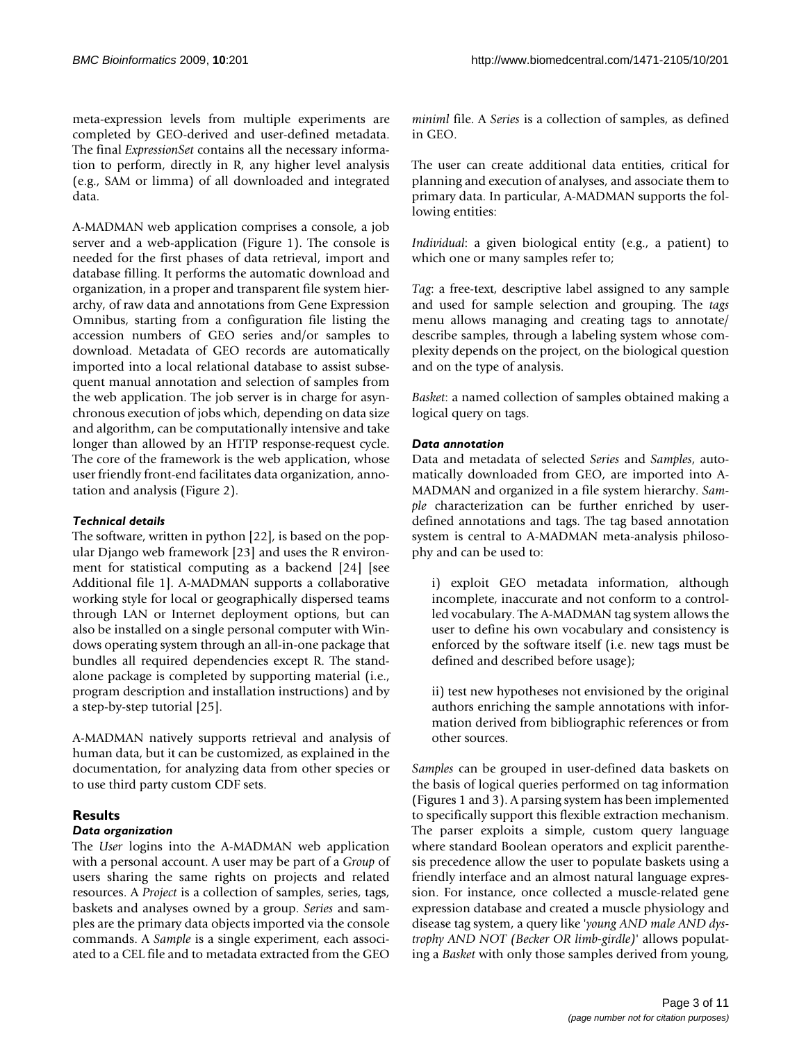meta-expression levels from multiple experiments are completed by GEO-derived and user-defined metadata. The final *ExpressionSet* contains all the necessary information to perform, directly in R, any higher level analysis (e.g., SAM or limma) of all downloaded and integrated data.

A-MADMAN web application comprises a console, a job server and a web-application (Figure 1). The console is needed for the first phases of data retrieval, import and database filling. It performs the automatic download and organization, in a proper and transparent file system hierarchy, of raw data and annotations from Gene Expression Omnibus, starting from a configuration file listing the accession numbers of GEO series and/or samples to download. Metadata of GEO records are automatically imported into a local relational database to assist subsequent manual annotation and selection of samples from the web application. The job server is in charge for asynchronous execution of jobs which, depending on data size and algorithm, can be computationally intensive and take longer than allowed by an HTTP response-request cycle. The core of the framework is the web application, whose user friendly front-end facilitates data organization, annotation and analysis (Figure 2).

### Technical details

The software, written in python [22], is based on the popular Django web framework [23] and uses the R environment for statistical computing as a backend [24] [see Additional file 1]. A-MADMAN supports a collaborative working style for local or geographically dispersed teams through LAN or Internet deployment options, but can also be installed on a single personal computer with Windows operating system through an all-in-one package that bundles all required dependencies except R. The standalone package is completed by supporting material (i.e., program description and installation instructions) and by a step-by-step tutorial [25].

A-MADMAN natively supports retrieval and analysis of human data, but it can be customized, as explained in the documentation, for analyzing data from other species or to use third party custom CDF sets.

## Results

### Data organization

The *User* logins into the A-MADMAN web application with a personal account. A user may be part of a *Group* of users sharing the same rights on projects and related resources. A *Project* is a collection of samples, series, tags, baskets and analyses owned by a group. *Series* and samples are the primary data objects imported via the console commands. A *Sample* is a single experiment, each associated to a CEL file and to metadata extracted from the GEO *miniml* file. A *Series* is a collection of samples, as defined in GEO.

The user can create additional data entities, critical for planning and execution of analyses, and associate them to primary data. In particular, A-MADMAN supports the following entities:

*Individual*: a given biological entity (e.g., a patient) to which one or many samples refer to;

*Tag*: a free-text, descriptive label assigned to any sample and used for sample selection and grouping. The *tags* menu allows managing and creating tags to annotate/describe samples, through a labeling system whose complexity depends on the project, on the biological question and on the type of analysis.

*Basket*: a named collection of samples obtained making a logical query on tags.

### Data annotation

Data and metadata of selected *Series* and *Samples*, automatically downloaded from GEO, are imported into A-MADMAN and organized in a file system hierarchy. *Sample* characterization can be further enriched by user-defined annotations and tags. The tag based annotation system is central to A-MADMAN meta-analysis philosophy and can be used to:

i) exploit GEO metadata information, although incomplete, inaccurate and not conform to a controlled vocabulary. The A-MADMAN tag system allows the user to define his own vocabulary and consistency is enforced by the software itself (i.e. new tags must be defined and described before usage);

ii) test new hypotheses not envisioned by the original authors enriching the sample annotations with information derived from bibliographic references or from other sources.

*Samples* can be grouped in user-defined data baskets on the basis of logical queries performed on tag information (Figures 1 and 3). A parsing system has been implemented to specifically support this flexible extraction mechanism. The parser exploits a simple, custom query language where standard Boolean operators and explicit parenthesis precedence allow the user to populate baskets using a friendly interface and an almost natural language expression. For instance, once collected a muscle-related gene expression database and created a muscle physiology and disease tag system, a query like '*young AND male AND dystrophy AND NOT (Becker OR limb-girdle)*' allows populating a *Basket* with only those samples derived from young,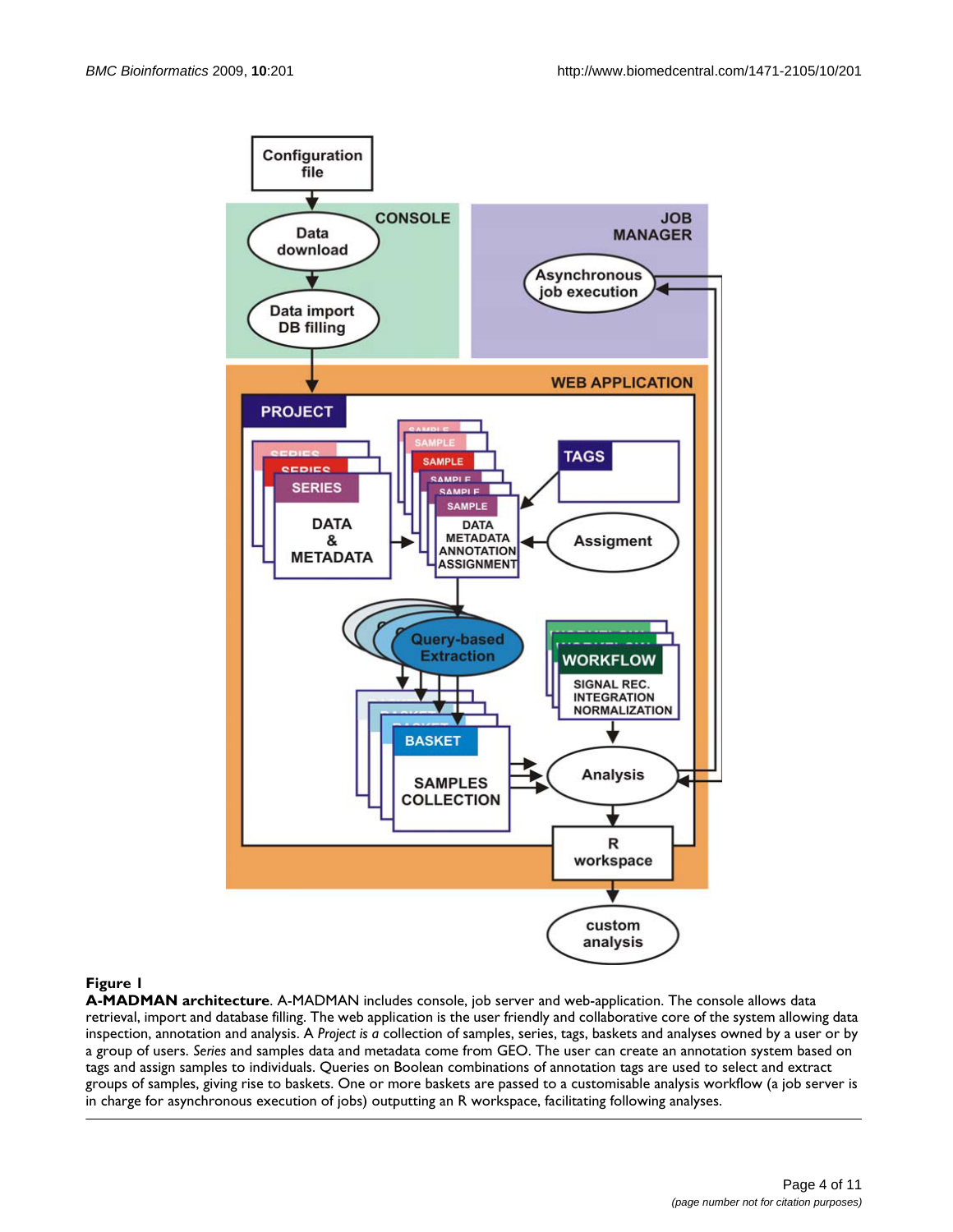**Figure 1**

**A-MADMAN architecture**. A-MADMAN includes console, job server and web-application. The console allows data retrieval, import and database filling. The web application is the user friendly and collaborative core of the system allowing data inspection, annotation and analysis. A *Project is a* collection of samples, series, tags, baskets and analyses owned by a user or by a group of users. *Series* and samples data and metadata come from GEO. The user can create an annotation system based on tags and assign samples to individuals. Queries on Boolean combinations of annotation tags are used to select and extract groups of samples, giving rise to baskets. One or more baskets are passed to a customisable analysis workflow (a job server is in charge for asynchronous execution of jobs) outputting an R workspace, facilitating following analyses.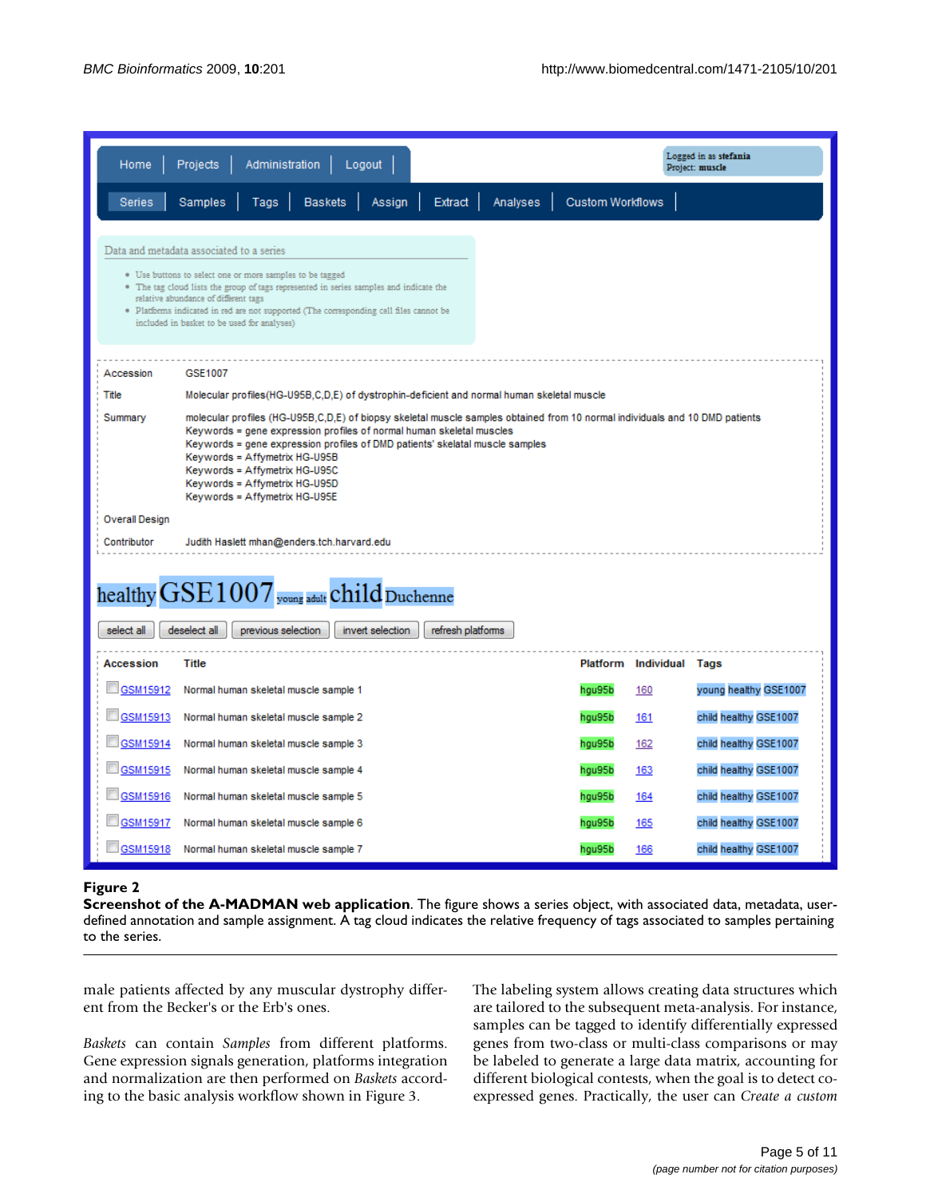**Figure 2**

**Screenshot of the A-MADMAN web application**. The figure shows a series object, with associated data, metadata, user-defined annotation and sample assignment. A tag cloud indicates the relative frequency of tags associated to samples pertaining to the series.

male patients affected by any muscular dystrophy different from the Becker's or the Erb's ones.

*Baskets* can contain *Samples* from different platforms. Gene expression signals generation, platforms integration and normalization are then performed on *Baskets* according to the basic analysis workflow shown in Figure 3.

The labeling system allows creating data structures which are tailored to the subsequent meta-analysis. For instance, samples can be tagged to identify differentially expressed genes from two-class or multi-class comparisons or may be labeled to generate a large data matrix, accounting for different biological contests, when the goal is to detect co-expressed genes. Practically, the user can *Create a custom*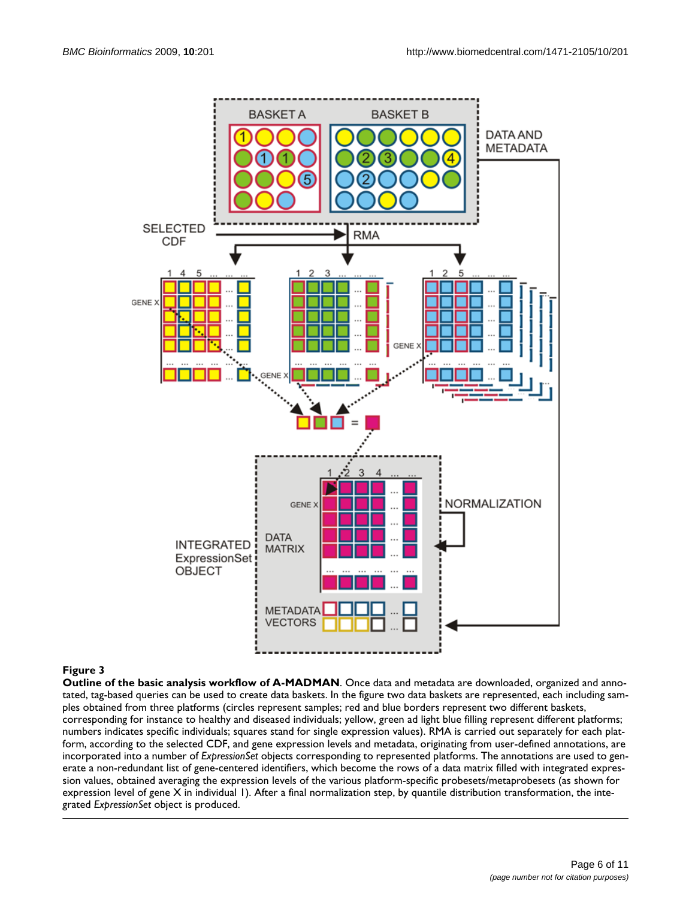**Figure 3**

**Outline of the basic analysis workflow of A-MADMAN**. Once data and metadata are downloaded, organized and annotated, tag-based queries can be used to create data baskets. In the figure two data baskets are represented, each including samples obtained from three platforms (circles represent samples; red and blue borders represent two different baskets, corresponding for instance to healthy and diseased individuals; yellow, green ad light blue filling represent different platforms; numbers indicates specific individuals; squares stand for single expression values). RMA is carried out separately for each platform, according to the selected CDF, and gene expression levels and metadata, originating from user-defined annotations, are incorporated into a number of *ExpressionSet* objects corresponding to represented platforms. The annotations are used to generate a non-redundant list of gene-centered identifiers, which become the rows of a data matrix filled with integrated expression values, obtained averaging the expression levels of the various platform-specific probesets/metaprobesets (as shown for expression level of gene X in individual 1). After a final normalization step, by quantile distribution transformation, the integrated *ExpressionSet* object is produced.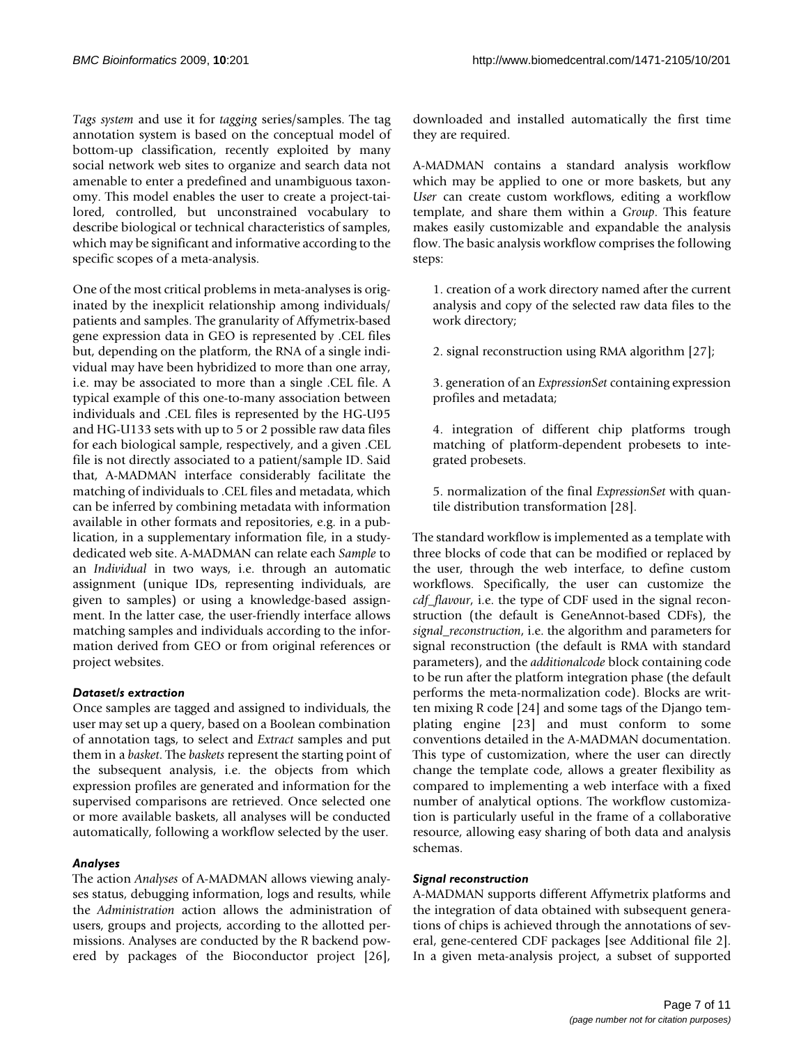*Tags system* and use it for *tagging* series/samples. The tag annotation system is based on the conceptual model of bottom-up classification, recently exploited by many social network web sites to organize and search data not amenable to enter a predefined and unambiguous taxonomy. This model enables the user to create a project-tailored, controlled, but unconstrained vocabulary to describe biological or technical characteristics of samples, which may be significant and informative according to the specific scopes of a meta-analysis.

One of the most critical problems in meta-analyses is originated by the inexplicit relationship among individuals/ patients and samples. The granularity of Affymetrix-based gene expression data in GEO is represented by .CEL files but, depending on the platform, the RNA of a single individual may have been hybridized to more than one array, i.e. may be associated to more than a single .CEL file. A typical example of this one-to-many association between individuals and .CEL files is represented by the HG-U95 and HG-U133 sets with up to 5 or 2 possible raw data files for each biological sample, respectively, and a given .CEL file is not directly associated to a patient/sample ID. Said that, A-MADMAN interface considerably facilitate the matching of individuals to .CEL files and metadata, which can be inferred by combining metadata with information available in other formats and repositories, e.g. in a publication, in a supplementary information file, in a study-dedicated web site. A-MADMAN can relate each *Sample* to an *Individual* in two ways, i.e. through an automatic assignment (unique IDs, representing individuals, are given to samples) or using a knowledge-based assignment. In the latter case, the user-friendly interface allows matching samples and individuals according to the information derived from GEO or from original references or project websites.

### *Dataset/s extraction*

Once samples are tagged and assigned to individuals, the user may set up a query, based on a Boolean combination of annotation tags, to select and *Extract* samples and put them in a *basket*. The *baskets* represent the starting point of the subsequent analysis, i.e. the objects from which expression profiles are generated and information for the supervised comparisons are retrieved. Once selected one or more available baskets, all analyses will be conducted automatically, following a workflow selected by the user.

### *Analyses*

The action *Analyses* of A-MADMAN allows viewing analyses status, debugging information, logs and results, while the *Administration* action allows the administration of users, groups and projects, according to the allotted permissions. Analyses are conducted by the R backend powered by packages of the Bioconductor project [26], downloaded and installed automatically the first time they are required.

A-MADMAN contains a standard analysis workflow which may be applied to one or more baskets, but any *User* can create custom workflows, editing a workflow template, and share them within a *Group*. This feature makes easily customizable and expandable the analysis flow. The basic analysis workflow comprises the following steps:

1. creation of a work directory named after the current analysis and copy of the selected raw data files to the work directory;

2. signal reconstruction using RMA algorithm [27];

3. generation of an *ExpressionSet* containing expression profiles and metadata;

4. integration of different chip platforms trough matching of platform-dependent probesets to integrated probesets.

5. normalization of the final *ExpressionSet* with quantile distribution transformation [28].

The standard workflow is implemented as a template with three blocks of code that can be modified or replaced by the user, through the web interface, to define custom workflows. Specifically, the user can customize the *cdf_flavour*, i.e. the type of CDF used in the signal reconstruction (the default is GeneAnnot-based CDFs), the *signal_reconstruction*, i.e. the algorithm and parameters for signal reconstruction (the default is RMA with standard parameters), and the *additionalcode* block containing code to be run after the platform integration phase (the default performs the meta-normalization code). Blocks are written mixing R code [24] and some tags of the Django templating engine [23] and must conform to some conventions detailed in the A-MADMAN documentation. This type of customization, where the user can directly change the template code, allows a greater flexibility as compared to implementing a web interface with a fixed number of analytical options. The workflow customization is particularly useful in the frame of a collaborative resource, allowing easy sharing of both data and analysis schemas.

### *Signal reconstruction*

A-MADMAN supports different Affymetrix platforms and the integration of data obtained with subsequent generations of chips is achieved through the annotations of several, gene-centered CDF packages [see Additional file 2]. In a given meta-analysis project, a subset of supported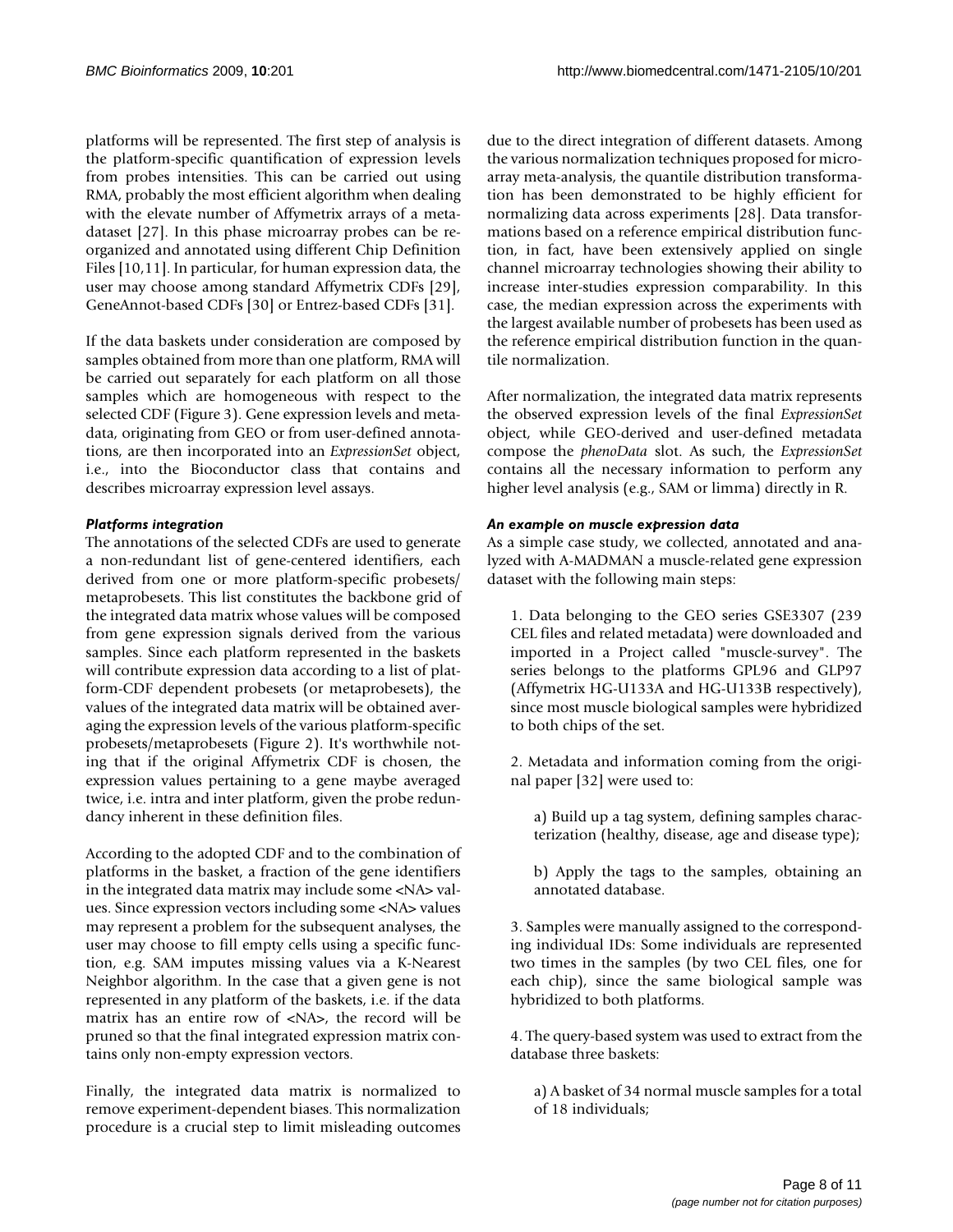platforms will be represented. The first step of analysis is the platform-specific quantification of expression levels from probes intensities. This can be carried out using RMA, probably the most efficient algorithm when dealing with the elevate number of Affymetrix arrays of a meta-dataset [27]. In this phase microarray probes can be re-organized and annotated using different Chip Definition Files [10,11]. In particular, for human expression data, the user may choose among standard Affymetrix CDFs [29], GeneAnnot-based CDFs [30] or Entrez-based CDFs [31].

If the data baskets under consideration are composed by samples obtained from more than one platform, RMA will be carried out separately for each platform on all those samples which are homogeneous with respect to the selected CDF (Figure 3). Gene expression levels and metadata, originating from GEO or from user-defined annotations, are then incorporated into an *ExpressionSet* object, i.e., into the Bioconductor class that contains and describes microarray expression level assays.

#### *Platforms integration*

The annotations of the selected CDFs are used to generate a non-redundant list of gene-centered identifiers, each derived from one or more platform-specific probesets/metaprobesets. This list constitutes the backbone grid of the integrated data matrix whose values will be composed from gene expression signals derived from the various samples. Since each platform represented in the baskets will contribute expression data according to a list of platform-CDF dependent probesets (or metaprobesets), the values of the integrated data matrix will be obtained averaging the expression levels of the various platform-specific probesets/metaprobesets (Figure 2). It's worthwhile noting that if the original Affymetrix CDF is chosen, the expression values pertaining to a gene maybe averaged twice, i.e. intra and inter platform, given the probe redundancy inherent in these definition files.

According to the adopted CDF and to the combination of platforms in the basket, a fraction of the gene identifiers in the integrated data matrix may include some <NA> values. Since expression vectors including some <NA> values may represent a problem for the subsequent analyses, the user may choose to fill empty cells using a specific function, e.g. SAM imputes missing values via a K-Nearest Neighbor algorithm. In the case that a given gene is not represented in any platform of the baskets, i.e. if the data matrix has an entire row of <NA>, the record will be pruned so that the final integrated expression matrix contains only non-empty expression vectors.

Finally, the integrated data matrix is normalized to remove experiment-dependent biases. This normalization procedure is a crucial step to limit misleading outcomes due to the direct integration of different datasets. Among the various normalization techniques proposed for microarray meta-analysis, the quantile distribution transformation has been demonstrated to be highly efficient for normalizing data across experiments [28]. Data transformations based on a reference empirical distribution function, in fact, have been extensively applied on single channel microarray technologies showing their ability to increase inter-studies expression comparability. In this case, the median expression across the experiments with the largest available number of probesets has been used as the reference empirical distribution function in the quantile normalization.

After normalization, the integrated data matrix represents the observed expression levels of the final *ExpressionSet* object, while GEO-derived and user-defined metadata compose the *phenoData* slot. As such, the *ExpressionSet* contains all the necessary information to perform any higher level analysis (e.g., SAM or limma) directly in R.

#### *An example on muscle expression data*

As a simple case study, we collected, annotated and analyzed with A-MADMAN a muscle-related gene expression dataset with the following main steps:

1. Data belonging to the GEO series GSE3307 (239 CEL files and related metadata) were downloaded and imported in a Project called "muscle-survey". The series belongs to the platforms GPL96 and GLP97 (Affymetrix HG-U133A and HG-U133B respectively), since most muscle biological samples were hybridized to both chips of the set.

2. Metadata and information coming from the original paper [32] were used to:

   a) Build up a tag system, defining samples characterization (healthy, disease, age and disease type);

   b) Apply the tags to the samples, obtaining an annotated database.

3. Samples were manually assigned to the corresponding individual IDs: Some individuals are represented two times in the samples (by two CEL files, one for each chip), since the same biological sample was hybridized to both platforms.

4. The query-based system was used to extract from the database three baskets:

   a) A basket of 34 normal muscle samples for a total of 18 individuals;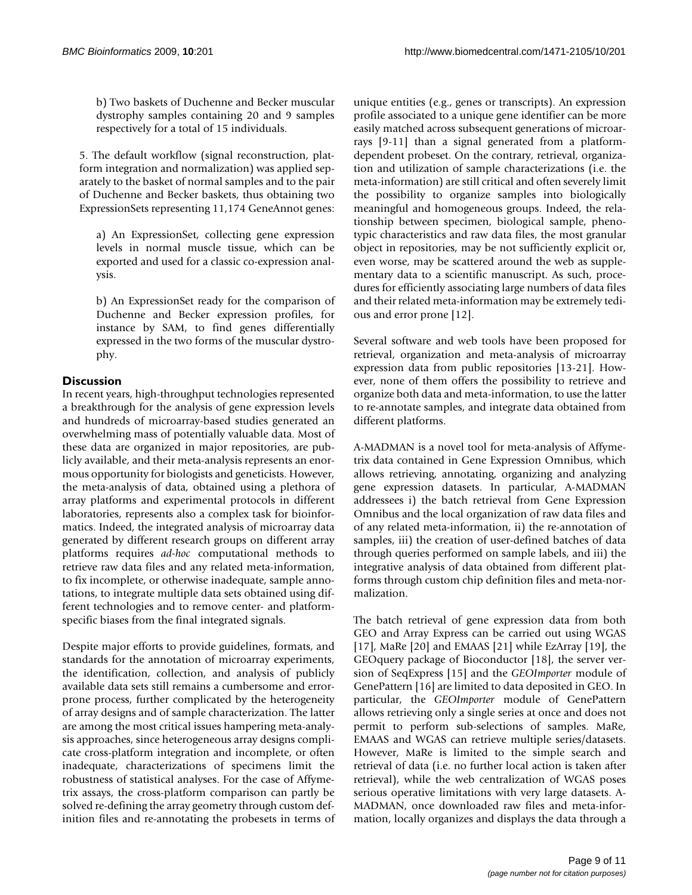b) Two baskets of Duchenne and Becker muscular dystrophy samples containing 20 and 9 samples respectively for a total of 15 individuals.

5. The default workflow (signal reconstruction, platform integration and normalization) was applied separately to the basket of normal samples and to the pair of Duchenne and Becker baskets, thus obtaining two ExpressionSets representing 11,174 GeneAnnot genes:

a) An ExpressionSet, collecting gene expression levels in normal muscle tissue, which can be exported and used for a classic co-expression analysis.

b) An ExpressionSet ready for the comparison of Duchenne and Becker expression profiles, for instance by SAM, to find genes differentially expressed in the two forms of the muscular dystrophy.

## Discussion

In recent years, high-throughput technologies represented a breakthrough for the analysis of gene expression levels and hundreds of microarray-based studies generated an overwhelming mass of potentially valuable data. Most of these data are organized in major repositories, are publicly available, and their meta-analysis represents an enormous opportunity for biologists and geneticists. However, the meta-analysis of data, obtained using a plethora of array platforms and experimental protocols in different laboratories, represents also a complex task for bioinformatics. Indeed, the integrated analysis of microarray data generated by different research groups on different array platforms requires *ad-hoc* computational methods to retrieve raw data files and any related meta-information, to fix incomplete, or otherwise inadequate, sample annotations, to integrate multiple data sets obtained using different technologies and to remove center- and platform-specific biases from the final integrated signals.

Despite major efforts to provide guidelines, formats, and standards for the annotation of microarray experiments, the identification, collection, and analysis of publicly available data sets still remains a cumbersome and error-prone process, further complicated by the heterogeneity of array designs and of sample characterization. The latter are among the most critical issues hampering meta-analysis approaches, since heterogeneous array designs complicate cross-platform integration and incomplete, or often inadequate, characterizations of specimens limit the robustness of statistical analyses. For the case of Affymetrix assays, the cross-platform comparison can partly be solved re-defining the array geometry through custom definition files and re-annotating the probesets in terms of unique entities (e.g., genes or transcripts). An expression profile associated to a unique gene identifier can be more easily matched across subsequent generations of microarrays [9-11] than a signal generated from a platform-dependent probeset. On the contrary, retrieval, organization and utilization of sample characterizations (i.e. the meta-information) are still critical and often severely limit the possibility to organize samples into biologically meaningful and homogeneous groups. Indeed, the relationship between specimen, biological sample, phenotypic characteristics and raw data files, the most granular object in repositories, may be not sufficiently explicit or, even worse, may be scattered around the web as supplementary data to a scientific manuscript. As such, procedures for efficiently associating large numbers of data files and their related meta-information may be extremely tedious and error prone [12].

Several software and web tools have been proposed for retrieval, organization and meta-analysis of microarray expression data from public repositories [13-21]. However, none of them offers the possibility to retrieve and organize both data and meta-information, to use the latter to re-annotate samples, and integrate data obtained from different platforms.

A-MADMAN is a novel tool for meta-analysis of Affymetrix data contained in Gene Expression Omnibus, which allows retrieving, annotating, organizing and analyzing gene expression datasets. In particular, A-MADMAN addressees i) the batch retrieval from Gene Expression Omnibus and the local organization of raw data files and of any related meta-information, ii) the re-annotation of samples, iii) the creation of user-defined batches of data through queries performed on sample labels, and iii) the integrative analysis of data obtained from different platforms through custom chip definition files and meta-normalization.

The batch retrieval of gene expression data from both GEO and Array Express can be carried out using WGAS [17], MaRe [20] and EMAAS [21] while EzArray [19], the GEOquery package of Bioconductor [18], the server version of SeqExpress [15] and the *GEOImporter* module of GenePattern [16] are limited to data deposited in GEO. In particular, the *GEOImporter* module of GenePattern allows retrieving only a single series at once and does not permit to perform sub-selections of samples. MaRe, EMAAS and WGAS can retrieve multiple series/datasets. However, MaRe is limited to the simple search and retrieval of data (i.e. no further local action is taken after retrieval), while the web centralization of WGAS poses serious operative limitations with very large datasets. A-MADMAN, once downloaded raw files and meta-information, locally organizes and displays the data through a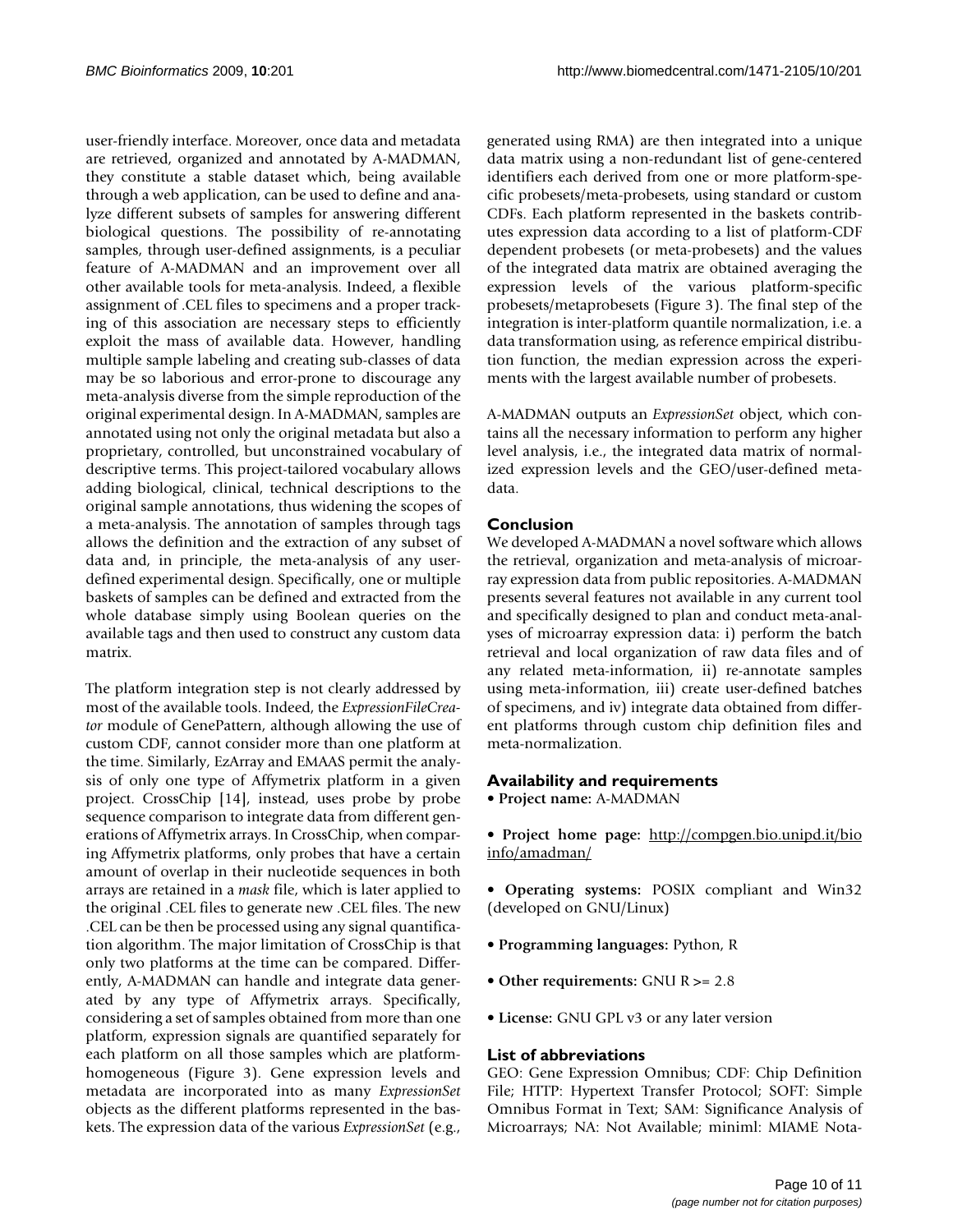user-friendly interface. Moreover, once data and metadata are retrieved, organized and annotated by A-MADMAN, they constitute a stable dataset which, being available through a web application, can be used to define and analyze different subsets of samples for answering different biological questions. The possibility of re-annotating samples, through user-defined assignments, is a peculiar feature of A-MADMAN and an improvement over all other available tools for meta-analysis. Indeed, a flexible assignment of .CEL files to specimens and a proper tracking of this association are necessary steps to efficiently exploit the mass of available data. However, handling multiple sample labeling and creating sub-classes of data may be so laborious and error-prone to discourage any meta-analysis diverse from the simple reproduction of the original experimental design. In A-MADMAN, samples are annotated using not only the original metadata but also a proprietary, controlled, but unconstrained vocabulary of descriptive terms. This project-tailored vocabulary allows adding biological, clinical, technical descriptions to the original sample annotations, thus widening the scopes of a meta-analysis. The annotation of samples through tags allows the definition and the extraction of any subset of data and, in principle, the meta-analysis of any user-defined experimental design. Specifically, one or multiple baskets of samples can be defined and extracted from the whole database simply using Boolean queries on the available tags and then used to construct any custom data matrix.

The platform integration step is not clearly addressed by most of the available tools. Indeed, the *ExpressionFileCreator* module of GenePattern, although allowing the use of custom CDF, cannot consider more than one platform at the time. Similarly, EzArray and EMAAS permit the analysis of only one type of Affymetrix platform in a given project. CrossChip [14], instead, uses probe by probe sequence comparison to integrate data from different generations of Affymetrix arrays. In CrossChip, when comparing Affymetrix platforms, only probes that have a certain amount of overlap in their nucleotide sequences in both arrays are retained in a *mask* file, which is later applied to the original .CEL files to generate new .CEL files. The new .CEL can be then be processed using any signal quantification algorithm. The major limitation of CrossChip is that only two platforms at the time can be compared. Differently, A-MADMAN can handle and integrate data generated by any type of Affymetrix arrays. Specifically, considering a set of samples obtained from more than one platform, expression signals are quantified separately for each platform on all those samples which are platform-homogeneous (Figure 3). Gene expression levels and metadata are incorporated into as many *ExpressionSet* objects as the different platforms represented in the baskets. The expression data of the various *ExpressionSet* (e.g., generated using RMA) are then integrated into a unique data matrix using a non-redundant list of gene-centered identifiers each derived from one or more platform-specific probesets/meta-probesets, using standard or custom CDFs. Each platform represented in the baskets contributes expression data according to a list of platform-CDF dependent probesets (or meta-probesets) and the values of the integrated data matrix are obtained averaging the expression levels of the various platform-specific probesets/metaprobesets (Figure 3). The final step of the integration is inter-platform quantile normalization, i.e. a data transformation using, as reference empirical distribution function, the median expression across the experiments with the largest available number of probesets.

A-MADMAN outputs an *ExpressionSet* object, which contains all the necessary information to perform any higher level analysis, i.e., the integrated data matrix of normalized expression levels and the GEO/user-defined metadata.

## Conclusion

We developed A-MADMAN a novel software which allows the retrieval, organization and meta-analysis of microarray expression data from public repositories. A-MADMAN presents several features not available in any current tool and specifically designed to plan and conduct meta-analyses of microarray expression data: i) perform the batch retrieval and local organization of raw data files and of any related meta-information, ii) re-annotate samples using meta-information, iii) create user-defined batches of specimens, and iv) integrate data obtained from different platforms through custom chip definition files and meta-normalization.

## Availability and requirements

- **Project name:** A-MADMAN
- **Project home page:** http://compgen.bio.unipd.it/bioinfo/amadman/
- **Operating systems:** POSIX compliant and Win32 (developed on GNU/Linux)
- **Programming languages:** Python, R
- **Other requirements:** GNU R >= 2.8
- **License:** GNU GPL v3 or any later version

## List of abbreviations

GEO: Gene Expression Omnibus; CDF: Chip Definition File; HTTP: Hypertext Transfer Protocol; SOFT: Simple Omnibus Format in Text; SAM: Significance Analysis of Microarrays; NA: Not Available; miniml: MIAME Nota-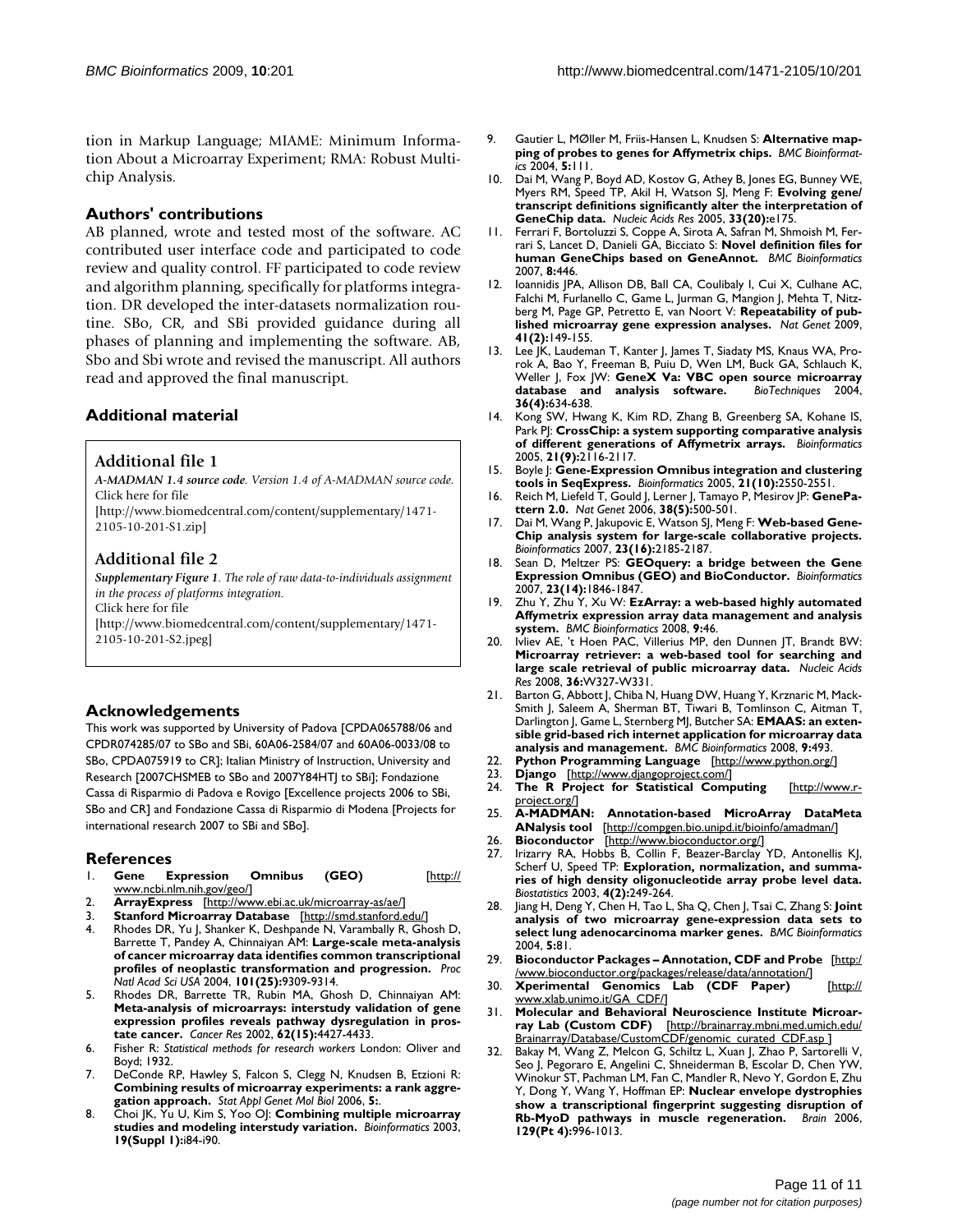tion in Markup Language; MIAME: Minimum Information About a Microarray Experiment; RMA: Robust Multichip Analysis.

## Authors' contributions

AB planned, wrote and tested most of the software. AC contributed user interface code and participated to code review and quality control. FF participated to code review and algorithm planning, specifically for platforms integration. DR developed the inter-datasets normalization routine. SBo, CR, and SBi provided guidance during all phases of planning and implementing the software. AB, Sbo and Sbi wrote and revised the manuscript. All authors read and approved the final manuscript.

## Additional material

### Additional file 1

*A-MADMAN 1.4 source code. Version 1.4 of A-MADMAN source code.*
Click here for file
[http://www.biomedcentral.com/content/supplementary/1471-2105-10-201-S1.zip]

### Additional file 2

*Supplementary Figure 1. The role of raw data-to-individuals assignment in the process of platforms integration.*
Click here for file
[http://www.biomedcentral.com/content/supplementary/1471-2105-10-201-S2.jpeg]

## Acknowledgements

This work was supported by University of Padova [CPDA065788/06 and CPDR074285/07 to SBo and SBi, 60A06-2584/07 and 60A06-0033/08 to SBo, CPDA075919 to CR]; Italian Ministry of Instruction, University and Research [2007CHSMEB to SBo and 2007Y84HTJ to SBi]; Fondazione Cassa di Risparmio di Padova e Rovigo [Excellence projects 2006 to SBi, SBo and CR] and Fondazione Cassa di Risparmio di Modena [Projects for international research 2007 to SBi and SBo].

## References

1. **Gene Expression Omnibus (GEO)** [http://www.ncbi.nlm.nih.gov/geo/]
2. **ArrayExpress** [http://www.ebi.ac.uk/microarray-as/ae/]
3. **Stanford Microarray Database** [http://smd.stanford.edu/]
4. Rhodes DR, Yu J, Shanker K, Deshpande N, Varambally R, Ghosh D, Barrette T, Pandey A, Chinnaiyan AM: **Large-scale meta-analysis of cancer microarray data identifies common transcriptional profiles of neoplastic transformation and progression.** *Proc Natl Acad Sci USA* 2004, **101(25):**9309-9314.
5. Rhodes DR, Barrette TR, Rubin MA, Ghosh D, Chinnaiyan AM: **Meta-analysis of microarrays: interstudy validation of gene expression profiles reveals pathway dysregulation in prostate cancer.** *Cancer Res* 2002, **62(15):**4427-4433.
6. Fisher R: *Statistical methods for research workers* London: Oliver and Boyd; 1932.
7. DeConde RP, Hawley S, Falcon S, Clegg N, Knudsen B, Etzioni R: **Combining results of microarray experiments: a rank aggregation approach.** *Stat Appl Genet Mol Biol* 2006, **5:**.
8. Choi JK, Yu U, Kim S, Yoo OJ: **Combining multiple microarray studies and modeling interstudy variation.** *Bioinformatics* 2003, **19(Suppl 1):**i84-i90.
9. Gautier L, MØller M, Friis-Hansen L, Knudsen S: **Alternative mapping of probes to genes for Affymetrix chips.** *BMC Bioinformatics* 2004, **5:**111.
10. Dai M, Wang P, Boyd AD, Kostov G, Athey B, Jones EG, Bunney WE, Myers RM, Speed TP, Akil H, Watson SJ, Meng F: **Evolving gene/transcript definitions significantly alter the interpretation of GeneChip data.** *Nucleic Acids Res* 2005, **33(20):**e175.
11. Ferrari F, Bortoluzzi S, Coppe A, Sirota A, Safran M, Shmoish M, Ferrari S, Lancet D, Danieli GA, Bicciato S: **Novel definition files for human GeneChips based on GeneAnnot.** *BMC Bioinformatics* 2007, **8:**446.
12. Ioannidis JPA, Allison DB, Ball CA, Coulibaly I, Cui X, Culhane AC, Falchi M, Furlanello C, Game L, Jurman G, Mangion J, Mehta T, Nitzberg M, Page GP, Petretto E, van Noort V: **Repeatability of published microarray gene expression analyses.** *Nat Genet* 2009, **41(2):**149-155.
13. Lee JK, Laudeman T, Kanter J, James T, Siadaty MS, Knaus WA, Prorok A, Bao Y, Freeman B, Puiu D, Wen LM, Buck GA, Schlauch K, Weller J, Fox JW: **GeneX Va: VBC open source microarray database and analysis software.** *BioTechniques* 2004, **36(4):**634-638.
14. Kong SW, Hwang K, Kim RD, Zhang B, Greenberg SA, Kohane IS, Park PJ: **CrossChip: a system supporting comparative analysis of different generations of Affymetrix arrays.** *Bioinformatics* 2005, **21(9):**2116-2117.
15. Boyle J: **Gene-Expression Omnibus integration and clustering tools in SeqExpress.** *Bioinformatics* 2005, **21(10):**2550-2551.
16. Reich M, Liefeld T, Gould J, Lerner J, Tamayo P, Mesirov JP: **GenePattern 2.0.** *Nat Genet* 2006, **38(5):**500-501.
17. Dai M, Wang P, Jakupovic E, Watson SJ, Meng F: **Web-based GeneChip analysis system for large-scale collaborative projects.** *Bioinformatics* 2007, **23(16):**2185-2187.
18. Sean D, Meltzer PS: **GEOquery: a bridge between the Gene Expression Omnibus (GEO) and BioConductor.** *Bioinformatics* 2007, **23(14):**1846-1847.
19. Zhu Y, Zhu Y, Xu W: **EzArray: a web-based highly automated Affymetrix expression array data management and analysis system.** *BMC Bioinformatics* 2008, **9:**46.
20. Ivliev AE, 't Hoen PAC, Villerius MP, den Dunnen JT, Brandt BW: **Microarray retriever: a web-based tool for searching and large scale retrieval of public microarray data.** *Nucleic Acids Res* 2008, **36:**W327-W331.
21. Barton G, Abbott J, Chiba N, Huang DW, Huang Y, Krznaric M, Mack-Smith J, Saleem A, Sherman BT, Tiwari B, Tomlinson C, Aitman T, Darlington J, Game L, Sternberg MJ, Butcher SA: **EMAAS: an extensible grid-based rich internet application for microarray data analysis and management.** *BMC Bioinformatics* 2008, **9:**493.
22. **Python Programming Language** [http://www.python.org/]
23. **Django** [http://www.djangoproject.com/]
24. **The R Project for Statistical Computing** [http://www.r-project.org/]
25. **A-MADMAN: Annotation-based MicroArray DataMeta ANalysis tool** [http://compgen.bio.unipd.it/bioinfo/amadman/]
26. **Bioconductor** [http://www.bioconductor.org/]
27. Irizarry RA, Hobbs B, Collin F, Beazer-Barclay YD, Antonellis KJ, Scherf U, Speed TP: **Exploration, normalization, and summaries of high density oligonucleotide array probe level data.** *Biostatistics* 2003, **4(2):**249-264.
28. Jiang H, Deng Y, Chen H, Tao L, Sha Q, Chen J, Tsai C, Zhang S: **Joint analysis of two microarray gene-expression data sets to select lung adenocarcinoma marker genes.** *BMC Bioinformatics* 2004, **5:**81.
29. **Bioconductor Packages – Annotation, CDF and Probe** [http://www.bioconductor.org/packages/release/data/annotation/]
30. **Xperimental Genomics Lab (CDF Paper)** [http://www.xlab.unimo.it/GA_CDF/]
31. **Molecular and Behavioral Neuroscience Institute Microarray Lab (Custom CDF)** [http://brainarray.mbni.med.umich.edu/Brainarray/Database/CustomCDF/genomic_curated_CDF.asp ]
32. Bakay M, Wang Z, Melcon G, Schiltz L, Xuan J, Zhao P, Sartorelli V, Seo J, Pegoraro E, Angelini C, Shneiderman B, Escolar D, Chen YW, Winokur ST, Pachman LM, Fan C, Mandler R, Nevo Y, Gordon E, Zhu Y, Dong Y, Wang Y, Hoffman EP: **Nuclear envelope dystrophies show a transcriptional fingerprint suggesting disruption of Rb-MyoD pathways in muscle regeneration.** *Brain* 2006, **129(Pt 4):**996-1013.